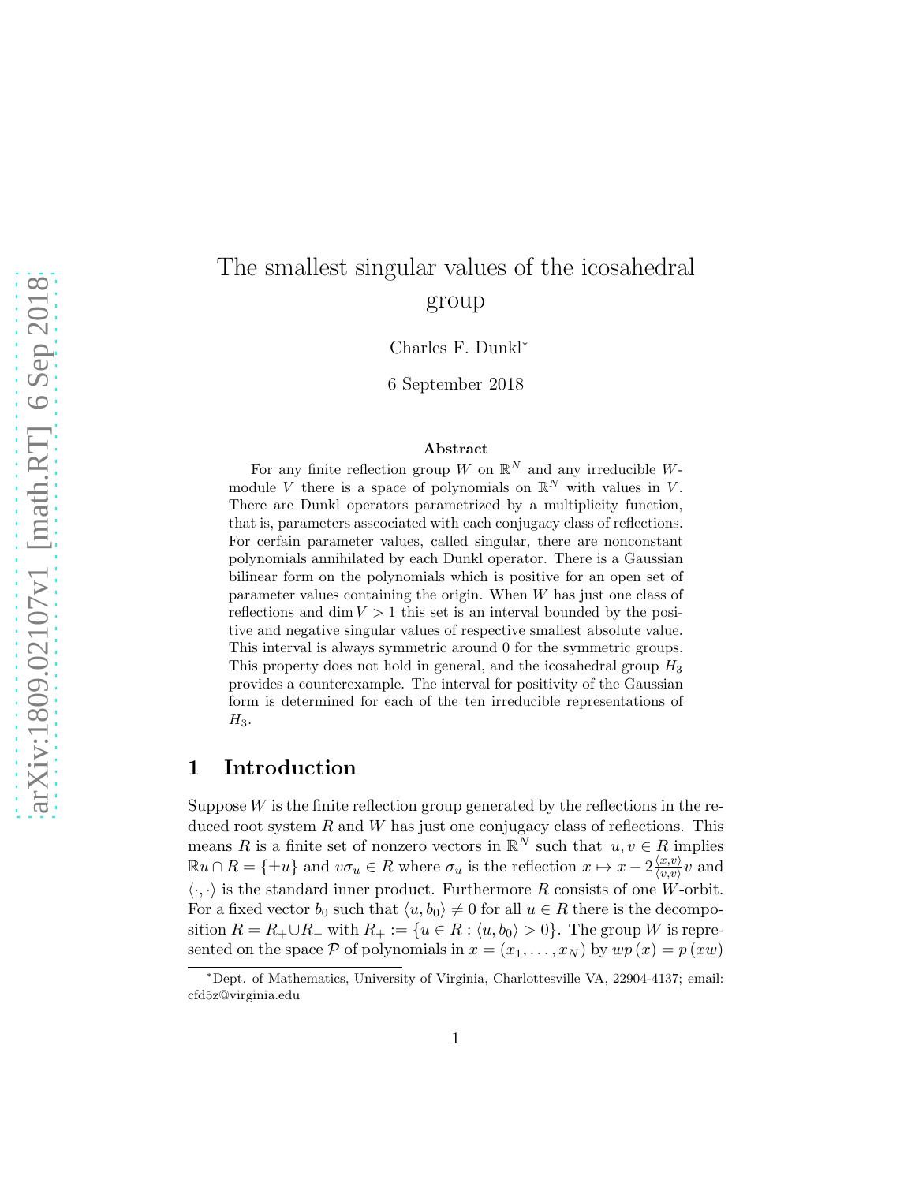# The smallest singular values of the icosahedral group

Charles F. Dunkl*

6 September 2018

## Abstract

For any finite reflection group $W$ on $\mathbb{R}^N$ and any irreducible $W$-module $V$ there is a space of polynomials on $\mathbb{R}^N$ with values in $V$. There are Dunkl operators parametrized by a multiplicity function, that is, parameters asscociated with each conjugacy class of reflections. For cerfain parameter values, called singular, there are nonconstant polynomials annihilated by each Dunkl operator. There is a Gaussian bilinear form on the polynomials which is positive for an open set of parameter values containing the origin. When $W$ has just one class of reflections and $\dim V > 1$ this set is an interval bounded by the positive and negative singular values of respective smallest absolute value. This interval is always symmetric around 0 for the symmetric groups. This property does not hold in general, and the icosahedral group $H_3$ provides a counterexample. The interval for positivity of the Gaussian form is determined for each of the ten irreducible representations of $H_3$.

## 1 Introduction

Suppose $W$ is the finite reflection group generated by the reflections in the reduced root system $R$ and $W$ has just one conjugacy class of reflections. This means $R$ is a finite set of nonzero vectors in $\mathbb{R}^N$ such that $u, v \in R$ implies $\mathbb{R}u \cap R = \{\pm u\}$ and $v\sigma_u \in R$ where $\sigma_u$ is the reflection $x \mapsto x - 2\frac{\langle x,v\rangle}{\langle v,v\rangle}v$ and $\langle \cdot, \cdot \rangle$ is the standard inner product. Furthermore $R$ consists of one $W$-orbit. For a fixed vector $b_0$ such that $\langle u, b_0 \rangle \neq 0$ for all $u \in R$ there is the decomposition $R = R_+ \cup R_-$ with $R_+ := \{u \in R : \langle u, b_0 \rangle > 0\}$. The group $W$ is represented on the space $\mathcal{P}$ of polynomials in $x = (x_1, \ldots, x_N)$ by $wp(x) = p(xw)$

*Dept. of Mathematics, University of Virginia, Charlottesville VA, 22904-4137; email: cfd5z@virginia.edu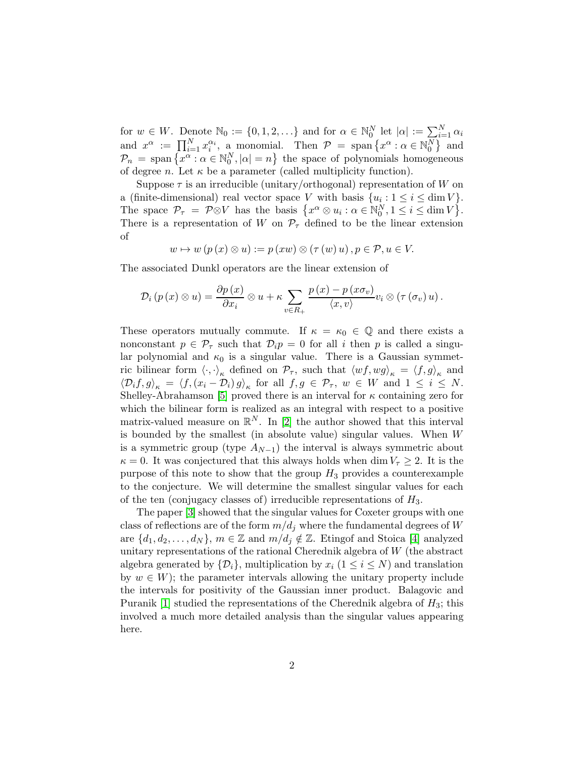for $w \in W$. Denote $\mathbb{N}_0 := \{0, 1, 2, \ldots\}$ and for $\alpha \in \mathbb{N}_0^N$ let $|\alpha| := \sum_{i=1}^N \alpha_i$ and $x^\alpha := \prod_{i=1}^N x_i^{\alpha_i}$, a monomial. Then $\mathcal{P} = \operatorname{span}\{x^\alpha : \alpha \in \mathbb{N}_0^N\}$ and $\mathcal{P}_n = \operatorname{span}\{x^\alpha : \alpha \in \mathbb{N}_0^N, |\alpha| = n\}$ the space of polynomials homogeneous of degree $n$. Let $\kappa$ be a parameter (called multiplicity function).

Suppose $\tau$ is an irreducible (unitary/orthogonal) representation of $W$ on a (finite-dimensional) real vector space $V$ with basis $\{u_i : 1 \le i \le \dim V\}$. The space $\mathcal{P}_\tau = \mathcal{P} \otimes V$ has the basis $\{x^\alpha \otimes u_i : \alpha \in \mathbb{N}_0^N, 1 \le i \le \dim V\}$. There is a representation of $W$ on $\mathcal{P}_\tau$ defined to be the linear extension of

$$w \mapsto w\,(p\,(x) \otimes u) := p\,(xw) \otimes (\tau\,(w)\,u)\,, p \in \mathcal{P}, u \in V.$$

The associated Dunkl operators are the linear extension of

$$\mathcal{D}_i\,(p\,(x) \otimes u) = \frac{\partial p\,(x)}{\partial x_i} \otimes u + \kappa \sum_{v \in R_+} \frac{p\,(x) - p\,(x\sigma_v)}{\langle x, v\rangle} v_i \otimes (\tau\,(\sigma_v)\,u)\,.$$

These operators mutually commute. If $\kappa = \kappa_0 \in \mathbb{Q}$ and there exists a nonconstant $p \in \mathcal{P}_\tau$ such that $\mathcal{D}_i p = 0$ for all $i$ then $p$ is called a singular polynomial and $\kappa_0$ is a singular value. There is a Gaussian symmetric bilinear form $\langle \cdot, \cdot \rangle_\kappa$ defined on $\mathcal{P}_\tau$, such that $\langle wf, wg\rangle_\kappa = \langle f, g\rangle_\kappa$ and $\langle \mathcal{D}_i f, g\rangle_\kappa = \langle f, (x_i - \mathcal{D}_i)\,g\rangle_\kappa$ for all $f, g \in \mathcal{P}_\tau$, $w \in W$ and $1 \le i \le N$. Shelley-Abrahamson [5] proved there is an interval for $\kappa$ containing zero for which the bilinear form is realized as an integral with respect to a positive matrix-valued measure on $\mathbb{R}^N$. In [2] the author showed that this interval is bounded by the smallest (in absolute value) singular values. When $W$ is a symmetric group (type $A_{N-1}$) the interval is always symmetric about $\kappa = 0$. It was conjectured that this always holds when $\dim V_\tau \ge 2$. It is the purpose of this note to show that the group $H_3$ provides a counterexample to the conjecture. We will determine the smallest singular values for each of the ten (conjugacy classes of) irreducible representations of $H_3$.

The paper [3] showed that the singular values for Coxeter groups with one class of reflections are of the form $m/d_j$ where the fundamental degrees of $W$ are $\{d_1, d_2, \ldots, d_N\}$, $m \in \mathbb{Z}$ and $m/d_j \notin \mathbb{Z}$. Etingof and Stoica [4] analyzed unitary representations of the rational Cherednik algebra of $W$ (the abstract algebra generated by $\{\mathcal{D}_i\}$, multiplication by $x_i$ $(1 \le i \le N)$ and translation by $w \in W$); the parameter intervals allowing the unitary property include the intervals for positivity of the Gaussian inner product. Balagovic and Puranik [1] studied the representations of the Cherednik algebra of $H_3$; this involved a much more detailed analysis than the singular values appearing here.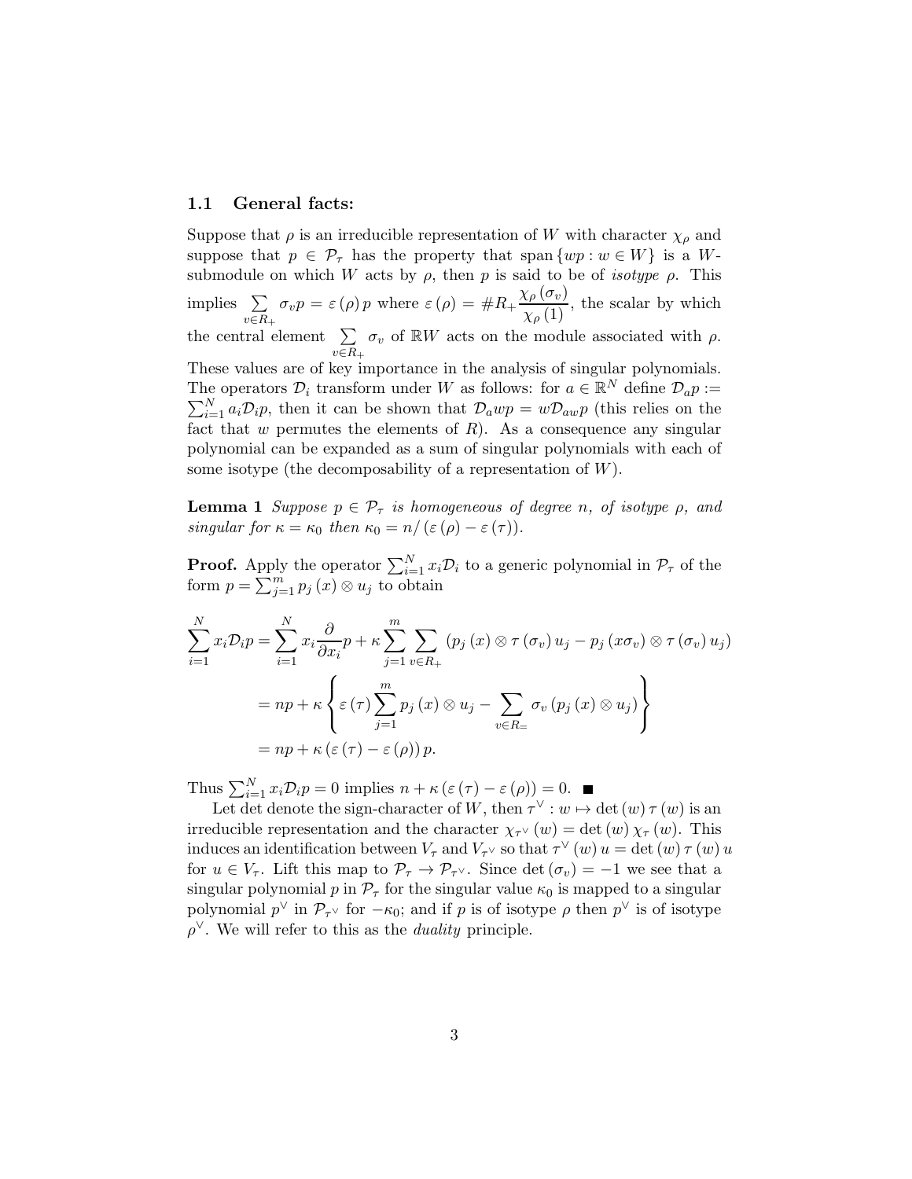### 1.1 General facts:

Suppose that $\rho$ is an irreducible representation of $W$ with character $\chi_\rho$ and suppose that $p \in \mathcal{P}_\tau$ has the property that $\operatorname{span}\{wp : w \in W\}$ is a $W$-submodule on which $W$ acts by $\rho$, then $p$ is said to be of *isotype* $\rho$. This implies $\sum_{v \in R_+} \sigma_v p = \varepsilon(\rho) p$ where $\varepsilon(\rho) = \# R_+ \dfrac{\chi_\rho(\sigma_v)}{\chi_\rho(1)}$, the scalar by which the central element $\sum_{v \in R_+} \sigma_v$ of $\mathbb{R}W$ acts on the module associated with $\rho$. These values are of key importance in the analysis of singular polynomials. The operators $\mathcal{D}_i$ transform under $W$ as follows: for $a \in \mathbb{R}^N$ define $\mathcal{D}_a p := \sum_{i=1}^N a_i \mathcal{D}_i p$, then it can be shown that $\mathcal{D}_a wp = w \mathcal{D}_{aw} p$ (this relies on the fact that $w$ permutes the elements of $R$). As a consequence any singular polynomial can be expanded as a sum of singular polynomials with each of some isotype (the decomposability of a representation of $W$).

**Lemma 1** *Suppose $p \in \mathcal{P}_\tau$ is homogeneous of degree $n$, of isotype $\rho$, and singular for $\kappa = \kappa_0$ then $\kappa_0 = n/(\varepsilon(\rho) - \varepsilon(\tau))$.*

**Proof.** Apply the operator $\sum_{i=1}^N x_i \mathcal{D}_i$ to a generic polynomial in $\mathcal{P}_\tau$ of the form $p = \sum_{j=1}^m p_j(x) \otimes u_j$ to obtain

$$
\begin{aligned}
\sum_{i=1}^N x_i \mathcal{D}_i p &= \sum_{i=1}^N x_i \frac{\partial}{\partial x_i} p + \kappa \sum_{j=1}^m \sum_{v \in R_+} \left( p_j(x) \otimes \tau(\sigma_v) u_j - p_j(x\sigma_v) \otimes \tau(\sigma_v) u_j \right) \\
&= np + \kappa \left\{ \varepsilon(\tau) \sum_{j=1}^m p_j(x) \otimes u_j - \sum_{v \in R_=} \sigma_v \left( p_j(x) \otimes u_j \right) \right\} \\
&= np + \kappa \left( \varepsilon(\tau) - \varepsilon(\rho) \right) p.
\end{aligned}
$$

Thus $\sum_{i=1}^N x_i \mathcal{D}_i p = 0$ implies $n + \kappa(\varepsilon(\tau) - \varepsilon(\rho)) = 0$. ■

Let det denote the sign-character of $W$, then $\tau^\vee : w \mapsto \det(w) \tau(w)$ is an irreducible representation and the character $\chi_{\tau^\vee}(w) = \det(w) \chi_\tau(w)$. This induces an identification between $V_\tau$ and $V_{\tau^\vee}$ so that $\tau^\vee(w) u = \det(w) \tau(w) u$ for $u \in V_\tau$. Lift this map to $\mathcal{P}_\tau \to \mathcal{P}_{\tau^\vee}$. Since $\det(\sigma_v) = -1$ we see that a singular polynomial $p$ in $\mathcal{P}_\tau$ for the singular value $\kappa_0$ is mapped to a singular polynomial $p^\vee$ in $\mathcal{P}_{\tau^\vee}$ for $-\kappa_0$; and if $p$ is of isotype $\rho$ then $p^\vee$ is of isotype $\rho^\vee$. We will refer to this as the *duality* principle.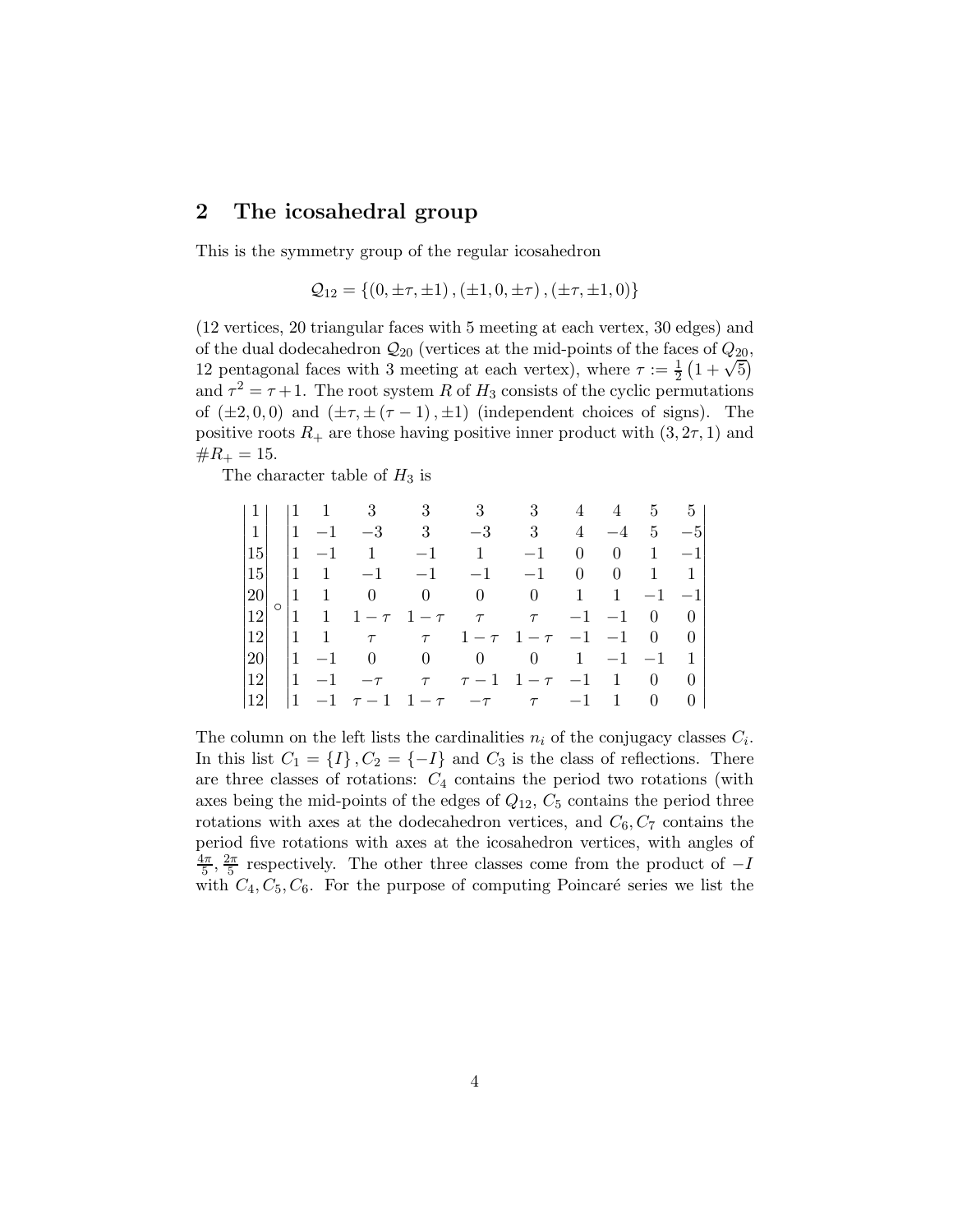## 2 The icosahedral group

This is the symmetry group of the regular icosahedron

$$\mathcal{Q}_{12} = \{(0, \pm\tau, \pm 1), (\pm 1, 0, \pm\tau), (\pm\tau, \pm 1, 0)\}$$

(12 vertices, 20 triangular faces with 5 meeting at each vertex, 30 edges) and of the dual dodecahedron $\mathcal{Q}_{20}$ (vertices at the mid-points of the faces of $Q_{20}$, 12 pentagonal faces with 3 meeting at each vertex), where $\tau := \frac{1}{2}\left(1+\sqrt{5}\right)$ and $\tau^2 = \tau + 1$. The root system $R$ of $H_3$ consists of the cyclic permutations of $(\pm 2, 0, 0)$ and $(\pm\tau, \pm(\tau - 1), \pm 1)$ (independent choices of signs). The positive roots $R_+$ are those having positive inner product with $(3, 2\tau, 1)$ and $\# R_+ = 15$.

The character table of $H_3$ is

$$\begin{vmatrix} 1 \\ 1 \\ 15 \\ 15 \\ 20 \\ 12 \\ 12 \\ 20 \\ 12 \\ 12 \end{vmatrix} \circ \begin{vmatrix} 1 & 1 & 3 & 3 & 3 & 3 & 4 & 4 & 5 & 5 \\ 1 & -1 & -3 & 3 & -3 & 3 & 4 & -4 & 5 & -5 \\ 1 & -1 & 1 & -1 & 1 & -1 & 0 & 0 & 1 & -1 \\ 1 & 1 & -1 & -1 & -1 & -1 & 0 & 0 & 1 & 1 \\ 1 & 1 & 0 & 0 & 0 & 0 & 1 & 1 & -1 & -1 \\ 1 & 1 & 1-\tau & 1-\tau & \tau & \tau & -1 & -1 & 0 & 0 \\ 1 & 1 & \tau & \tau & 1-\tau & 1-\tau & -1 & -1 & 0 & 0 \\ 1 & -1 & 0 & 0 & 0 & 0 & 1 & -1 & -1 & 1 \\ 1 & -1 & -\tau & \tau & \tau-1 & 1-\tau & -1 & 1 & 0 & 0 \\ 1 & -1 & \tau-1 & 1-\tau & -\tau & \tau & -1 & 1 & 0 & 0 \end{vmatrix}$$

The column on the left lists the cardinalities $n_i$ of the conjugacy classes $C_i$. In this list $C_1 = \{I\}, C_2 = \{-I\}$ and $C_3$ is the class of reflections. There are three classes of rotations: $C_4$ contains the period two rotations (with axes being the mid-points of the edges of $Q_{12}$, $C_5$ contains the period three rotations with axes at the dodecahedron vertices, and $C_6, C_7$ contains the period five rotations with axes at the icosahedron vertices, with angles of $\frac{4\pi}{5}, \frac{2\pi}{5}$ respectively. The other three classes come from the product of $-I$ with $C_4, C_5, C_6$. For the purpose of computing Poincaré series we list the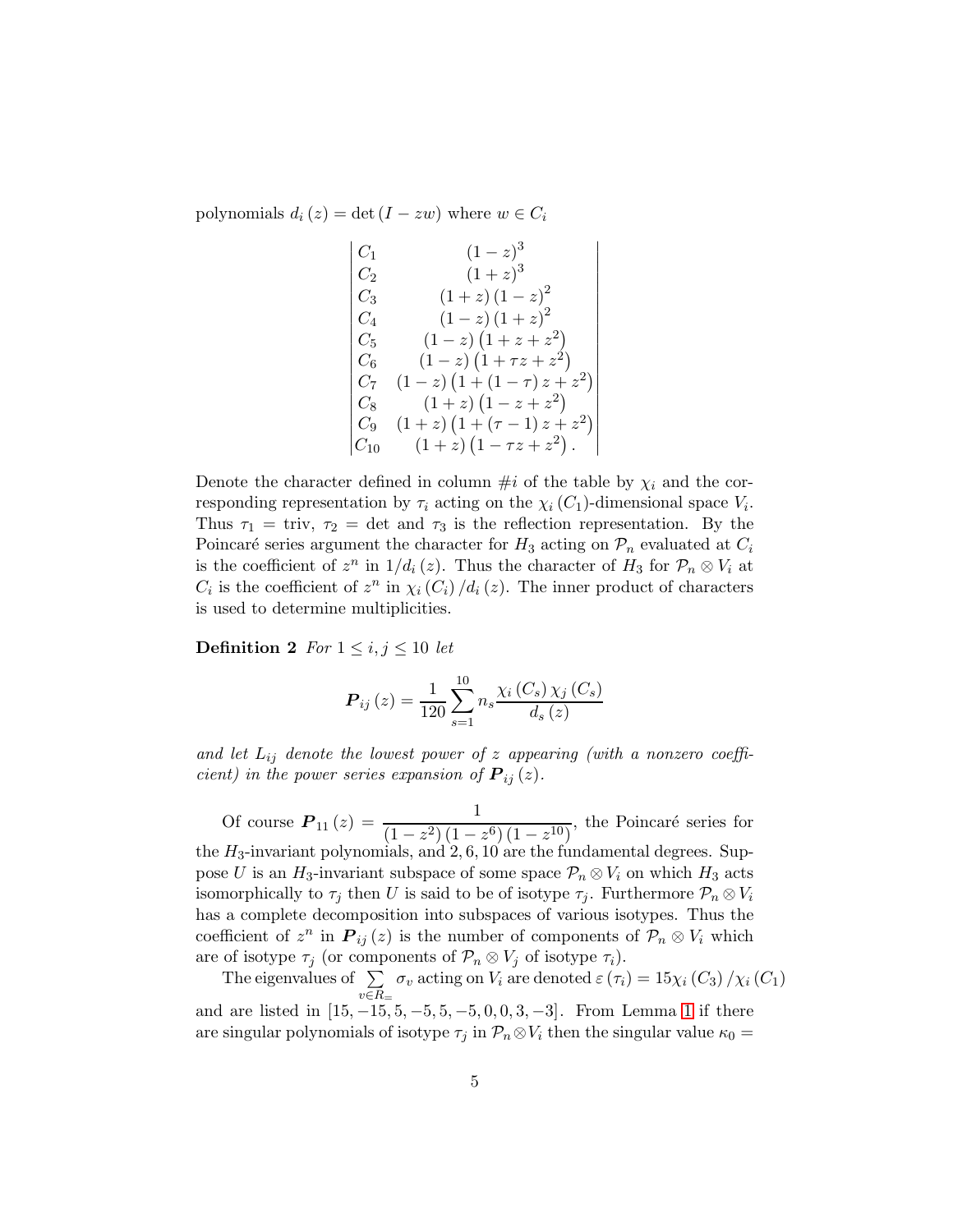polynomials $d_i(z) = \det(I - zw)$ where $w \in C_i$

$$
\left|
\begin{array}{lc}
C_1 & (1-z)^3 \\
C_2 & (1+z)^3 \\
C_3 & (1+z)(1-z)^2 \\
C_4 & (1-z)(1+z)^2 \\
C_5 & (1-z)\left(1+z+z^2\right) \\
C_6 & (1-z)\left(1+\tau z+z^2\right) \\
C_7 & (1-z)\left(1+(1-\tau)z+z^2\right) \\
C_8 & (1+z)\left(1-z+z^2\right) \\
C_9 & (1+z)\left(1+(\tau-1)z+z^2\right) \\
C_{10} & (1+z)\left(1-\tau z+z^2\right).
\end{array}
\right|
$$

Denote the character defined in column $\#i$ of the table by $\chi_i$ and the corresponding representation by $\tau_i$ acting on the $\chi_i(C_1)$-dimensional space $V_i$. Thus $\tau_1 = \text{triv}$, $\tau_2 = \det$ and $\tau_3$ is the reflection representation. By the Poincaré series argument the character for $H_3$ acting on $\mathcal{P}_n$ evaluated at $C_i$ is the coefficient of $z^n$ in $1/d_i(z)$. Thus the character of $H_3$ for $\mathcal{P}_n \otimes V_i$ at $C_i$ is the coefficient of $z^n$ in $\chi_i(C_i)/d_i(z)$. The inner product of characters is used to determine multiplicities.

**Definition 2** *For $1 \leq i, j \leq 10$ let*

$$
\boldsymbol{P}_{ij}(z) = \frac{1}{120} \sum_{s=1}^{10} n_s \frac{\chi_i(C_s)\chi_j(C_s)}{d_s(z)}
$$

*and let $L_{ij}$ denote the lowest power of $z$ appearing (with a nonzero coefficient) in the power series expansion of $\boldsymbol{P}_{ij}(z)$.*

Of course $\boldsymbol{P}_{11}(z) = \dfrac{1}{(1-z^2)(1-z^6)(1-z^{10})}$, the Poincaré series for the $H_3$-invariant polynomials, and $2, 6, 10$ are the fundamental degrees. Suppose $U$ is an $H_3$-invariant subspace of some space $\mathcal{P}_n \otimes V_i$ on which $H_3$ acts isomorphically to $\tau_j$ then $U$ is said to be of isotype $\tau_j$. Furthermore $\mathcal{P}_n \otimes V_i$ has a complete decomposition into subspaces of various isotypes. Thus the coefficient of $z^n$ in $\boldsymbol{P}_{ij}(z)$ is the number of components of $\mathcal{P}_n \otimes V_i$ which are of isotype $\tau_j$ (or components of $\mathcal{P}_n \otimes V_j$ of isotype $\tau_i$).

The eigenvalues of $\sum_{v \in R_=} \sigma_v$ acting on $V_i$ are denoted $\varepsilon(\tau_i) = 15\chi_i(C_3)/\chi_i(C_1)$ and are listed in $[15, -15, 5, -5, 5, -5, 0, 0, 3, -3]$. From Lemma 1 if there are singular polynomials of isotype $\tau_j$ in $\mathcal{P}_n \otimes V_i$ then the singular value $\kappa_0 =$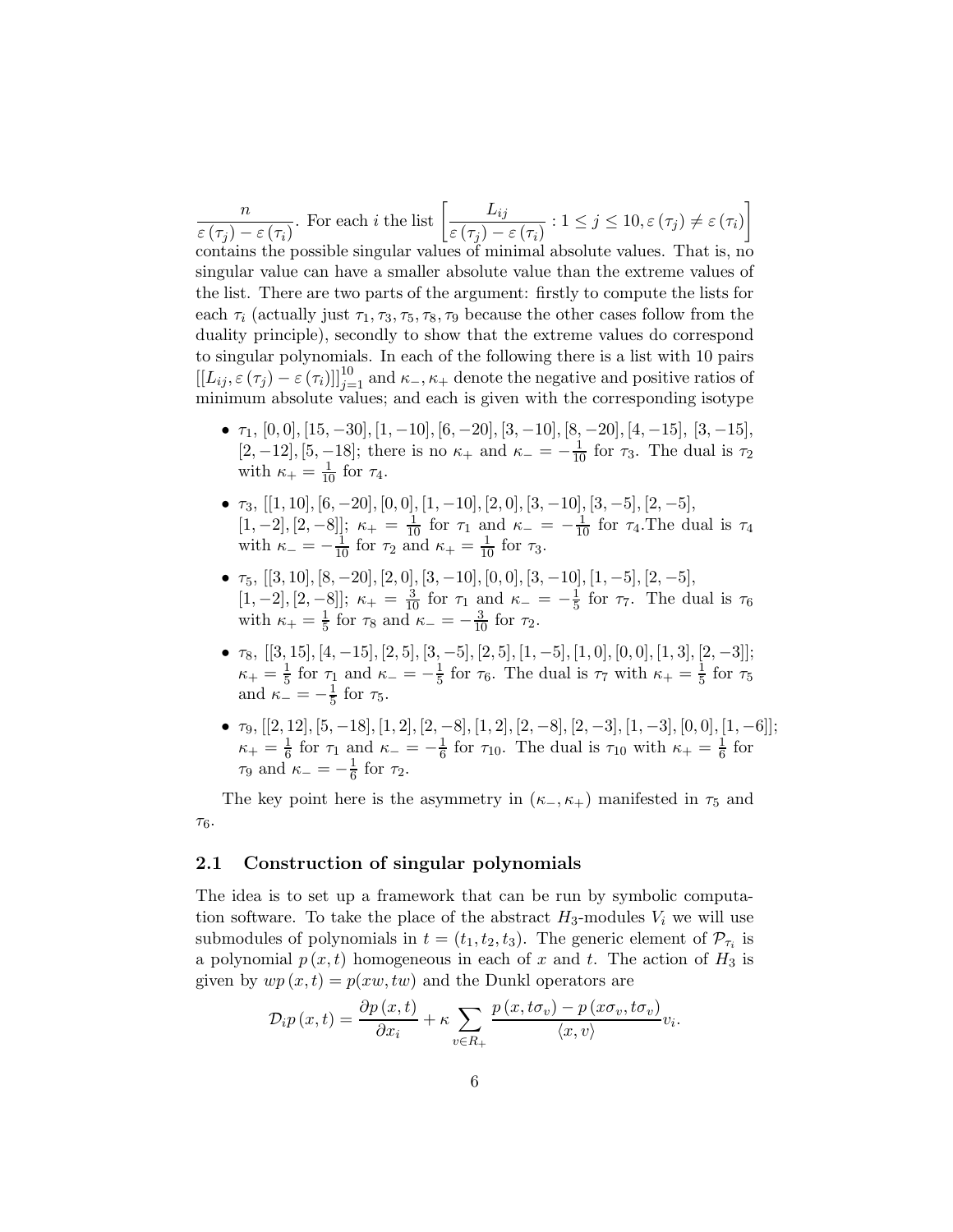$\dfrac{n}{\varepsilon(\tau_j) - \varepsilon(\tau_i)}$. For each $i$ the list $\left[\dfrac{L_{ij}}{\varepsilon(\tau_j) - \varepsilon(\tau_i)} : 1 \le j \le 10, \varepsilon(\tau_j) \ne \varepsilon(\tau_i)\right]$ contains the possible singular values of minimal absolute values. That is, no singular value can have a smaller absolute value than the extreme values of the list. There are two parts of the argument: firstly to compute the lists for each $\tau_i$ (actually just $\tau_1, \tau_3, \tau_5, \tau_8, \tau_9$ because the other cases follow from the duality principle), secondly to show that the extreme values do correspond to singular polynomials. In each of the following there is a list with 10 pairs $[[L_{ij}, \varepsilon(\tau_j) - \varepsilon(\tau_i)]]_{j=1}^{10}$ and $\kappa_-, \kappa_+$ denote the negative and positive ratios of minimum absolute values; and each is given with the corresponding isotype

- $\tau_1$, $[0,0], [15,-30], [1,-10], [6,-20], [3,-10], [8,-20], [4,-15], [3,-15], [2,-12], [5,-18]$; there is no $\kappa_+$ and $\kappa_- = -\frac{1}{10}$ for $\tau_3$. The dual is $\tau_2$ with $\kappa_+ = \frac{1}{10}$ for $\tau_4$.
- $\tau_3$, $[[1,10], [6,-20], [0,0], [1,-10], [2,0], [3,-10], [3,-5], [2,-5], [1,-2], [2,-8]]$; $\kappa_+ = \frac{1}{10}$ for $\tau_1$ and $\kappa_- = -\frac{1}{10}$ for $\tau_4$.The dual is $\tau_4$ with $\kappa_- = -\frac{1}{10}$ for $\tau_2$ and $\kappa_+ = \frac{1}{10}$ for $\tau_3$.
- $\tau_5$, $[[3,10], [8,-20], [2,0], [3,-10], [0,0], [3,-10], [1,-5], [2,-5], [1,-2], [2,-8]]$; $\kappa_+ = \frac{3}{10}$ for $\tau_1$ and $\kappa_- = -\frac{1}{5}$ for $\tau_7$. The dual is $\tau_6$ with $\kappa_+ = \frac{1}{5}$ for $\tau_8$ and $\kappa_- = -\frac{3}{10}$ for $\tau_2$.
- $\tau_8$, $[[3,15], [4,-15], [2,5], [3,-5], [2,5], [1,-5], [1,0], [0,0], [1,3], [2,-3]]$; $\kappa_+ = \frac{1}{5}$ for $\tau_1$ and $\kappa_- = -\frac{1}{5}$ for $\tau_6$. The dual is $\tau_7$ with $\kappa_+ = \frac{1}{5}$ for $\tau_5$ and $\kappa_- = -\frac{1}{5}$ for $\tau_5$.
- $\tau_9$, $[[2,12], [5,-18], [1,2], [2,-8], [1,2], [2,-8], [2,-3], [1,-3], [0,0], [1,-6]]$; $\kappa_+ = \frac{1}{6}$ for $\tau_1$ and $\kappa_- = -\frac{1}{6}$ for $\tau_{10}$. The dual is $\tau_{10}$ with $\kappa_+ = \frac{1}{6}$ for $\tau_9$ and $\kappa_- = -\frac{1}{6}$ for $\tau_2$.

The key point here is the asymmetry in $(\kappa_-, \kappa_+)$ manifested in $\tau_5$ and $\tau_6$.

## 2.1 Construction of singular polynomials

The idea is to set up a framework that can be run by symbolic computation software. To take the place of the abstract $H_3$-modules $V_i$ we will use submodules of polynomials in $t = (t_1, t_2, t_3)$. The generic element of $\mathcal{P}_{\tau_i}$ is a polynomial $p(x,t)$ homogeneous in each of $x$ and $t$. The action of $H_3$ is given by $wp(x,t) = p(xw, tw)$ and the Dunkl operators are

$$\mathcal{D}_i p(x,t) = \frac{\partial p(x,t)}{\partial x_i} + \kappa \sum_{v \in R_+} \frac{p(x, t\sigma_v) - p(x\sigma_v, t\sigma_v)}{\langle x, v \rangle} v_i.$$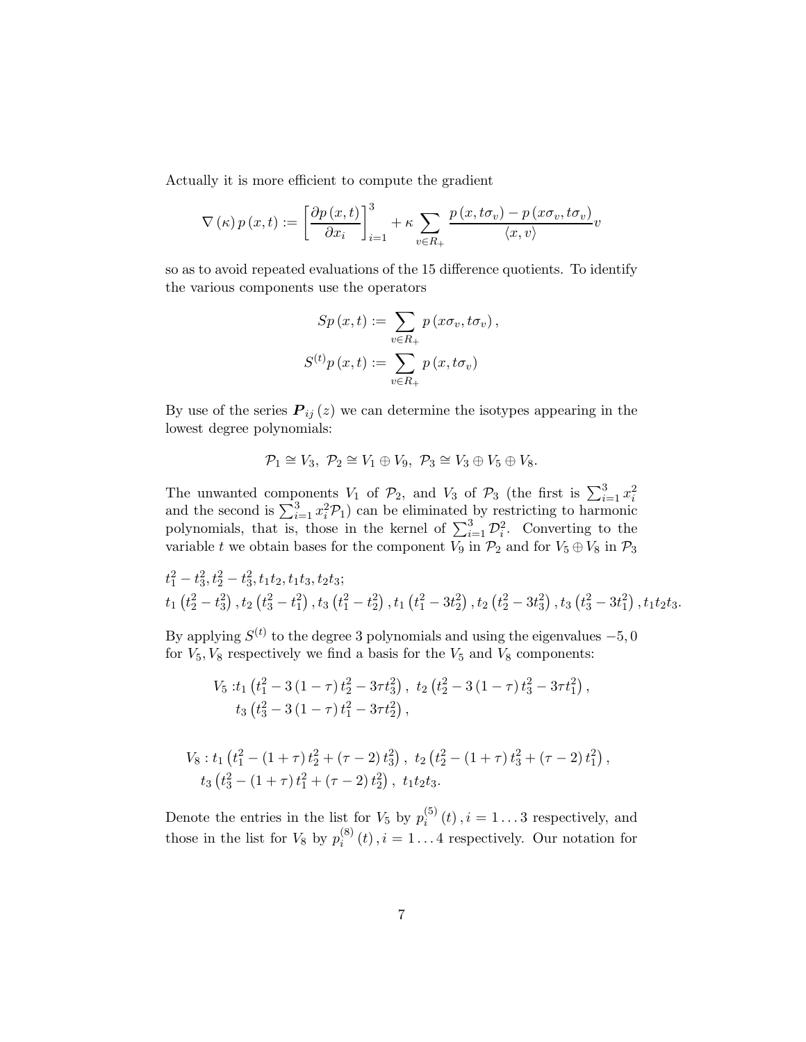Actually it is more efficient to compute the gradient

$$\nabla(\kappa)\, p(x,t) := \left[\frac{\partial p(x,t)}{\partial x_i}\right]_{i=1}^{3} + \kappa \sum_{v\in R_+} \frac{p(x, t\sigma_v) - p(x\sigma_v, t\sigma_v)}{\langle x, v\rangle} v$$

so as to avoid repeated evaluations of the 15 difference quotients. To identify the various components use the operators

$$Sp(x,t) := \sum_{v\in R_+} p(x\sigma_v, t\sigma_v),$$

$$S^{(t)}p(x,t) := \sum_{v\in R_+} p(x, t\sigma_v)$$

By use of the series $\boldsymbol{P}_{ij}(z)$ we can determine the isotypes appearing in the lowest degree polynomials:

$$\mathcal{P}_1 \cong V_3,\ \mathcal{P}_2 \cong V_1 \oplus V_9,\ \mathcal{P}_3 \cong V_3 \oplus V_5 \oplus V_8.$$

The unwanted components $V_1$ of $\mathcal{P}_2$, and $V_3$ of $\mathcal{P}_3$ (the first is $\sum_{i=1}^{3} x_i^2$ and the second is $\sum_{i=1}^{3} x_i^2 \mathcal{P}_1$) can be eliminated by restricting to harmonic polynomials, that is, those in the kernel of $\sum_{i=1}^{3} \mathcal{D}_i^2$. Converting to the variable $t$ we obtain bases for the component $V_9$ in $\mathcal{P}_2$ and for $V_5 \oplus V_8$ in $\mathcal{P}_3$

$$t_1^2 - t_3^2, t_2^2 - t_3^2, t_1t_2, t_1t_3, t_2t_3;$$
$$t_1\left(t_2^2 - t_3^2\right), t_2\left(t_3^2 - t_1^2\right), t_3\left(t_1^2 - t_2^2\right), t_1\left(t_1^2 - 3t_2^2\right), t_2\left(t_2^2 - 3t_3^2\right), t_3\left(t_3^2 - 3t_1^2\right), t_1t_2t_3.$$

By applying $S^{(t)}$ to the degree 3 polynomials and using the eigenvalues $-5, 0$ for $V_5, V_8$ respectively we find a basis for the $V_5$ and $V_8$ components:

$$V_5 : t_1\left(t_1^2 - 3(1-\tau)t_2^2 - 3\tau t_3^2\right),\ t_2\left(t_2^2 - 3(1-\tau)t_3^2 - 3\tau t_1^2\right),$$
$$t_3\left(t_3^2 - 3(1-\tau)t_1^2 - 3\tau t_2^2\right),$$

$$V_8 : t_1\left(t_1^2 - (1+\tau)t_2^2 + (\tau-2)t_3^2\right),\ t_2\left(t_2^2 - (1+\tau)t_3^2 + (\tau-2)t_1^2\right),$$
$$t_3\left(t_3^2 - (1+\tau)t_1^2 + (\tau-2)t_2^2\right),\ t_1t_2t_3.$$

Denote the entries in the list for $V_5$ by $p_i^{(5)}(t), i = 1\ldots 3$ respectively, and those in the list for $V_8$ by $p_i^{(8)}(t), i = 1\ldots 4$ respectively. Our notation for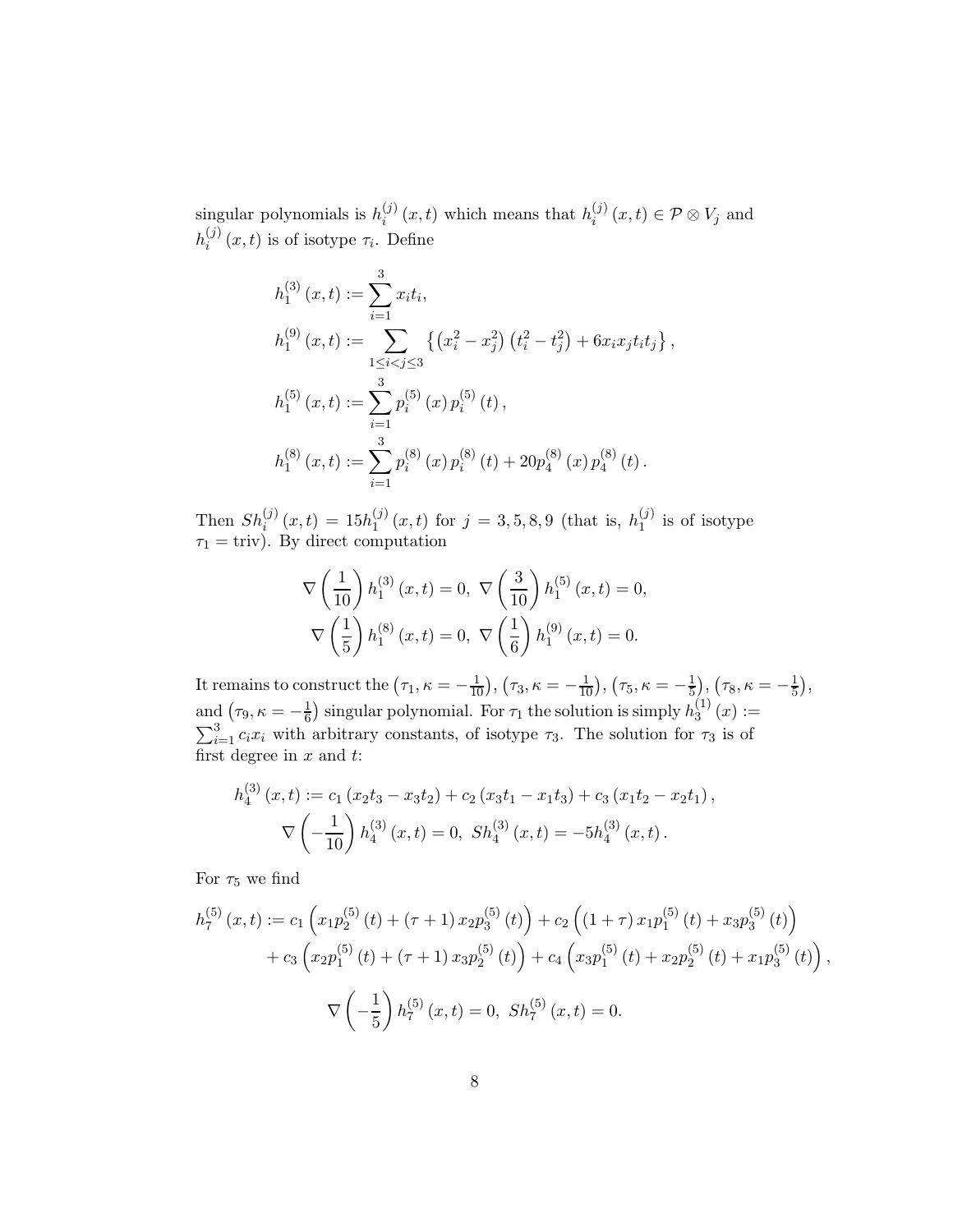singular polynomials is $h_i^{(j)}(x,t)$ which means that $h_i^{(j)}(x,t) \in \mathcal{P} \otimes V_j$ and $h_i^{(j)}(x,t)$ is of isotype $\tau_i$. Define

$$
\begin{aligned}
h_1^{(3)}(x,t) &:= \sum_{i=1}^{3} x_i t_i, \\
h_1^{(9)}(x,t) &:= \sum_{1 \le i < j \le 3} \left\{ \left(x_i^2 - x_j^2\right)\left(t_i^2 - t_j^2\right) + 6 x_i x_j t_i t_j \right\}, \\
h_1^{(5)}(x,t) &:= \sum_{i=1}^{3} p_i^{(5)}(x)\, p_i^{(5)}(t), \\
h_1^{(8)}(x,t) &:= \sum_{i=1}^{3} p_i^{(8)}(x)\, p_i^{(8)}(t) + 20 p_4^{(8)}(x)\, p_4^{(8)}(t).
\end{aligned}
$$

Then $Sh_i^{(j)}(x,t) = 15 h_1^{(j)}(x,t)$ for $j = 3,5,8,9$ (that is, $h_1^{(j)}$ is of isotype $\tau_1 = \text{triv}$). By direct computation

$$
\nabla\left(\frac{1}{10}\right) h_1^{(3)}(x,t) = 0,\ \nabla\left(\frac{3}{10}\right) h_1^{(5)}(x,t) = 0,
$$
$$
\nabla\left(\frac{1}{5}\right) h_1^{(8)}(x,t) = 0,\ \nabla\left(\frac{1}{6}\right) h_1^{(9)}(x,t) = 0.
$$

It remains to construct the $\left(\tau_1, \kappa = -\frac{1}{10}\right)$, $\left(\tau_3, \kappa = -\frac{1}{10}\right)$, $\left(\tau_5, \kappa = -\frac{1}{5}\right)$, $\left(\tau_8, \kappa = -\frac{1}{5}\right)$, and $\left(\tau_9, \kappa = -\frac{1}{6}\right)$ singular polynomial. For $\tau_1$ the solution is simply $h_3^{(1)}(x) := \sum_{i=1}^{3} c_i x_i$ with arbitrary constants, of isotype $\tau_3$. The solution for $\tau_3$ is of first degree in $x$ and $t$:

$$
h_4^{(3)}(x,t) := c_1\left(x_2 t_3 - x_3 t_2\right) + c_2\left(x_3 t_1 - x_1 t_3\right) + c_3\left(x_1 t_2 - x_2 t_1\right),
$$
$$
\nabla\left(-\frac{1}{10}\right) h_4^{(3)}(x,t) = 0,\ Sh_4^{(3)}(x,t) = -5 h_4^{(3)}(x,t).
$$

For $\tau_5$ we find

$$
\begin{aligned}
h_7^{(5)}(x,t) := {} & c_1\left(x_1 p_2^{(5)}(t) + (\tau+1)\, x_2 p_3^{(5)}(t)\right) + c_2\left((1+\tau)\, x_1 p_1^{(5)}(t) + x_3 p_3^{(5)}(t)\right) \\
& + c_3\left(x_2 p_1^{(5)}(t) + (\tau+1)\, x_3 p_2^{(5)}(t)\right) + c_4\left(x_3 p_1^{(5)}(t) + x_2 p_2^{(5)}(t) + x_1 p_3^{(5)}(t)\right),
\end{aligned}
$$
$$
\nabla\left(-\frac{1}{5}\right) h_7^{(5)}(x,t) = 0,\ Sh_7^{(5)}(x,t) = 0.
$$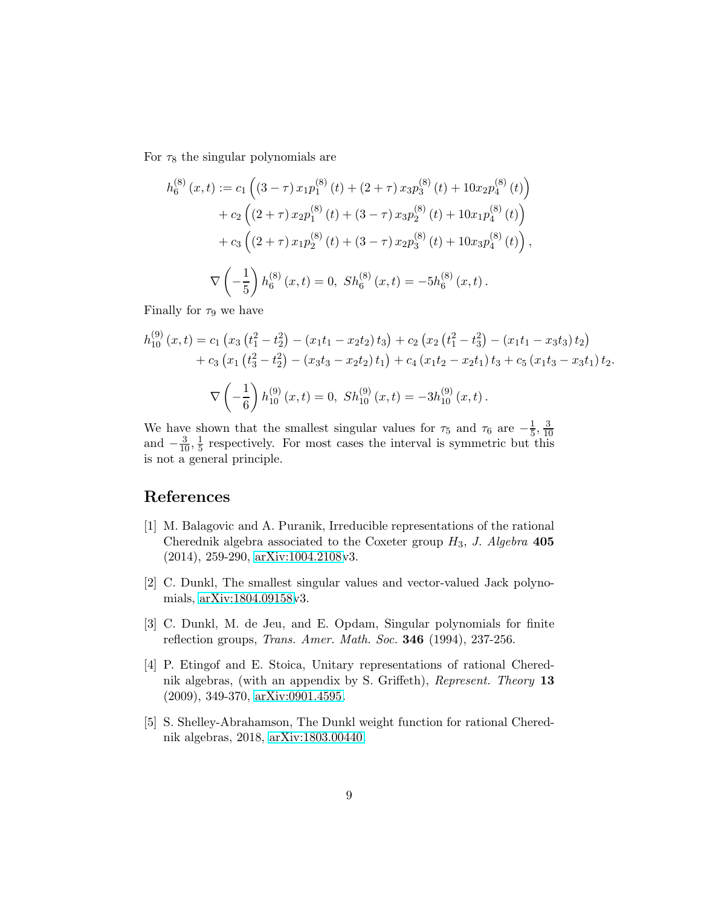For $\tau_8$ the singular polynomials are

$$
\begin{aligned}
h_6^{(8)}(x,t) &:= c_1\left((3-\tau)\,x_1 p_1^{(8)}(t) + (2+\tau)\,x_3 p_3^{(8)}(t) + 10 x_2 p_4^{(8)}(t)\right)\\
&\quad + c_2\left((2+\tau)\,x_2 p_1^{(8)}(t) + (3-\tau)\,x_3 p_2^{(8)}(t) + 10 x_1 p_4^{(8)}(t)\right)\\
&\quad + c_3\left((2+\tau)\,x_1 p_2^{(8)}(t) + (3-\tau)\,x_2 p_3^{(8)}(t) + 10 x_3 p_4^{(8)}(t)\right),
\end{aligned}
$$

$$
\nabla\left(-\frac{1}{5}\right) h_6^{(8)}(x,t) = 0,\ S h_6^{(8)}(x,t) = -5 h_6^{(8)}(x,t).
$$

Finally for $\tau_9$ we have

$$
\begin{aligned}
h_{10}^{(9)}(x,t) &= c_1\left(x_3\left(t_1^2 - t_2^2\right) - \left(x_1 t_1 - x_2 t_2\right) t_3\right) + c_2\left(x_2\left(t_1^2 - t_3^2\right) - \left(x_1 t_1 - x_3 t_3\right) t_2\right)\\
&\quad + c_3\left(x_1\left(t_3^2 - t_2^2\right) - \left(x_3 t_3 - x_2 t_2\right) t_1\right) + c_4\left(x_1 t_2 - x_2 t_1\right) t_3 + c_5\left(x_1 t_3 - x_3 t_1\right) t_2.
\end{aligned}
$$

$$
\nabla\left(-\frac{1}{6}\right) h_{10}^{(9)}(x,t) = 0,\ S h_{10}^{(9)}(x,t) = -3 h_{10}^{(9)}(x,t).
$$

We have shown that the smallest singular values for $\tau_5$ and $\tau_6$ are $-\frac{1}{5}, \frac{3}{10}$ and $-\frac{3}{10}, \frac{1}{5}$ respectively. For most cases the interval is symmetric but this is not a general principle.

## References

[1] M. Balagovic and A. Puranik, Irreducible representations of the rational Cherednik algebra associated to the Coxeter group $H_3$, *J. Algebra* **405** (2014), 259-290, arXiv:1004.2108v3.

[2] C. Dunkl, The smallest singular values and vector-valued Jack polynomials, arXiv:1804.09158v3.

[3] C. Dunkl, M. de Jeu, and E. Opdam, Singular polynomials for finite reflection groups, *Trans. Amer. Math. Soc.* **346** (1994), 237-256.

[4] P. Etingof and E. Stoica, Unitary representations of rational Cherednik algebras, (with an appendix by S. Griffeth), *Represent. Theory* **13** (2009), 349-370, arXiv:0901.4595.

[5] S. Shelley-Abrahamson, The Dunkl weight function for rational Cherednik algebras, 2018, arXiv:1803.00440.